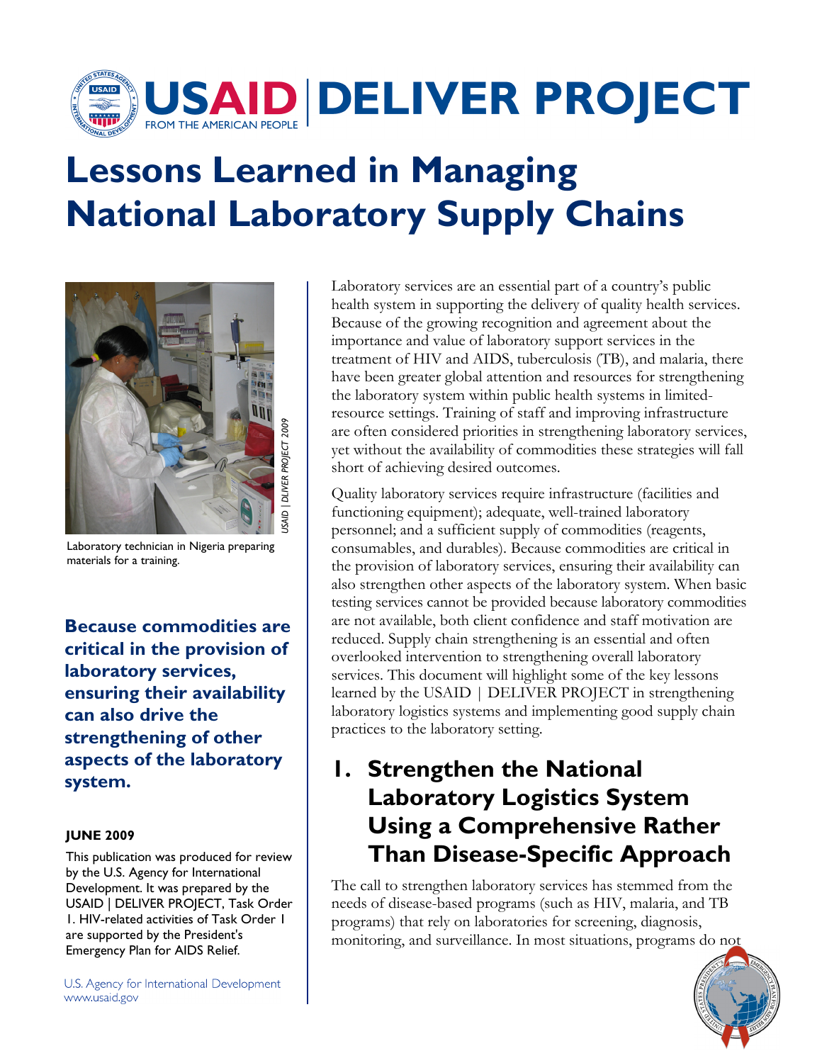USAID | DELIVER PROJECT

FROM THE AMERICAN PEOPLE

# Lessons Learned in Managing National Laboratory Supply Chains

USAID | DELIVER PROJECT 2009

Laboratory technician in Nigeria preparing materials for a training.

**Because commodities are critical in the provision of laboratory services, ensuring their availability can also drive the strengthening of other aspects of the laboratory system.**

**JUNE 2009**

This publication was produced for review by the U.S. Agency for International Development. It was prepared by the USAID | DELIVER PROJECT, Task Order 1. HIV-related activities of Task Order 1 are supported by the President's Emergency Plan for AIDS Relief.

U.S. Agency for International Development
www.usaid.gov

Laboratory services are an essential part of a country's public health system in supporting the delivery of quality health services. Because of the growing recognition and agreement about the importance and value of laboratory support services in the treatment of HIV and AIDS, tuberculosis (TB), and malaria, there have been greater global attention and resources for strengthening the laboratory system within public health systems in limited-resource settings. Training of staff and improving infrastructure are often considered priorities in strengthening laboratory services, yet without the availability of commodities these strategies will fall short of achieving desired outcomes.

Quality laboratory services require infrastructure (facilities and functioning equipment); adequate, well-trained laboratory personnel; and a sufficient supply of commodities (reagents, consumables, and durables). Because commodities are critical in the provision of laboratory services, ensuring their availability can also strengthen other aspects of the laboratory system. When basic testing services cannot be provided because laboratory commodities are not available, both client confidence and staff motivation are reduced. Supply chain strengthening is an essential and often overlooked intervention to strengthening overall laboratory services. This document will highlight some of the key lessons learned by the USAID | DELIVER PROJECT in strengthening laboratory logistics systems and implementing good supply chain practices to the laboratory setting.

## 1. Strengthen the National Laboratory Logistics System Using a Comprehensive Rather Than Disease-Specific Approach

The call to strengthen laboratory services has stemmed from the needs of disease-based programs (such as HIV, malaria, and TB programs) that rely on laboratories for screening, diagnosis, monitoring, and surveillance. In most situations, programs do not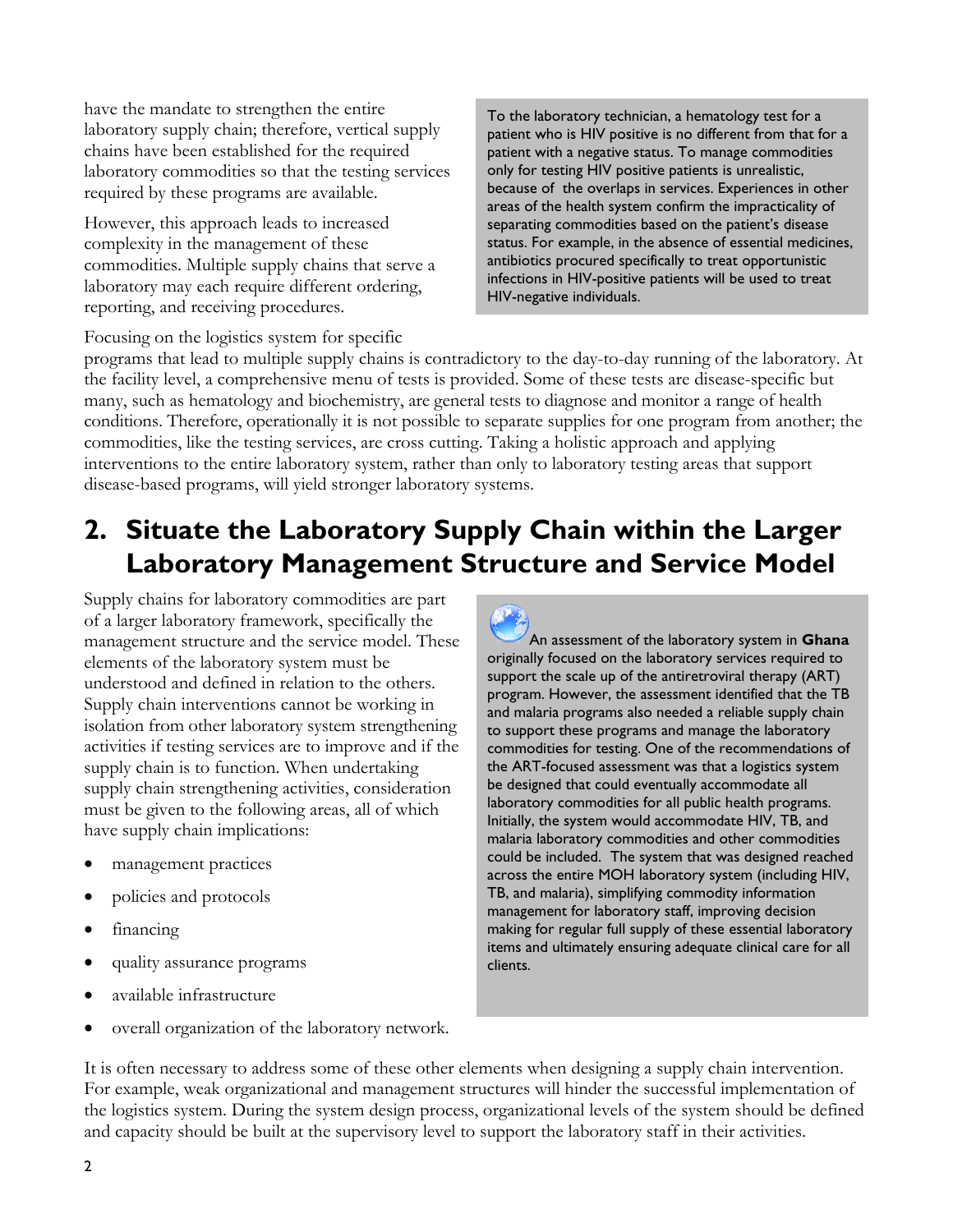have the mandate to strengthen the entire laboratory supply chain; therefore, vertical supply chains have been established for the required laboratory commodities so that the testing services required by these programs are available.

However, this approach leads to increased complexity in the management of these commodities. Multiple supply chains that serve a laboratory may each require different ordering, reporting, and receiving procedures.

> To the laboratory technician, a hematology test for a patient who is HIV positive is no different from that for a patient with a negative status. To manage commodities only for testing HIV positive patients is unrealistic, because of the overlaps in services. Experiences in other areas of the health system confirm the impracticality of separating commodities based on the patient's disease status. For example, in the absence of essential medicines, antibiotics procured specifically to treat opportunistic infections in HIV-positive patients will be used to treat HIV-negative individuals.

Focusing on the logistics system for specific programs that lead to multiple supply chains is contradictory to the day-to-day running of the laboratory. At the facility level, a comprehensive menu of tests is provided. Some of these tests are disease-specific but many, such as hematology and biochemistry, are general tests to diagnose and monitor a range of health conditions. Therefore, operationally it is not possible to separate supplies for one program from another; the commodities, like the testing services, are cross cutting. Taking a holistic approach and applying interventions to the entire laboratory system, rather than only to laboratory testing areas that support disease-based programs, will yield stronger laboratory systems.

# 2. Situate the Laboratory Supply Chain within the Larger Laboratory Management Structure and Service Model

Supply chains for laboratory commodities are part of a larger laboratory framework, specifically the management structure and the service model. These elements of the laboratory system must be understood and defined in relation to the others. Supply chain interventions cannot be working in isolation from other laboratory system strengthening activities if testing services are to improve and if the supply chain is to function. When undertaking supply chain strengthening activities, consideration must be given to the following areas, all of which have supply chain implications:

- management practices
- policies and protocols
- financing
- quality assurance programs
- available infrastructure
- overall organization of the laboratory network.

> An assessment of the laboratory system in **Ghana** originally focused on the laboratory services required to support the scale up of the antiretroviral therapy (ART) program. However, the assessment identified that the TB and malaria programs also needed a reliable supply chain to support these programs and manage the laboratory commodities for testing. One of the recommendations of the ART-focused assessment was that a logistics system be designed that could eventually accommodate all laboratory commodities for all public health programs. Initially, the system would accommodate HIV, TB, and malaria laboratory commodities and other commodities could be included. The system that was designed reached across the entire MOH laboratory system (including HIV, TB, and malaria), simplifying commodity information management for laboratory staff, improving decision making for regular full supply of these essential laboratory items and ultimately ensuring adequate clinical care for all clients.

It is often necessary to address some of these other elements when designing a supply chain intervention. For example, weak organizational and management structures will hinder the successful implementation of the logistics system. During the system design process, organizational levels of the system should be defined and capacity should be built at the supervisory level to support the laboratory staff in their activities.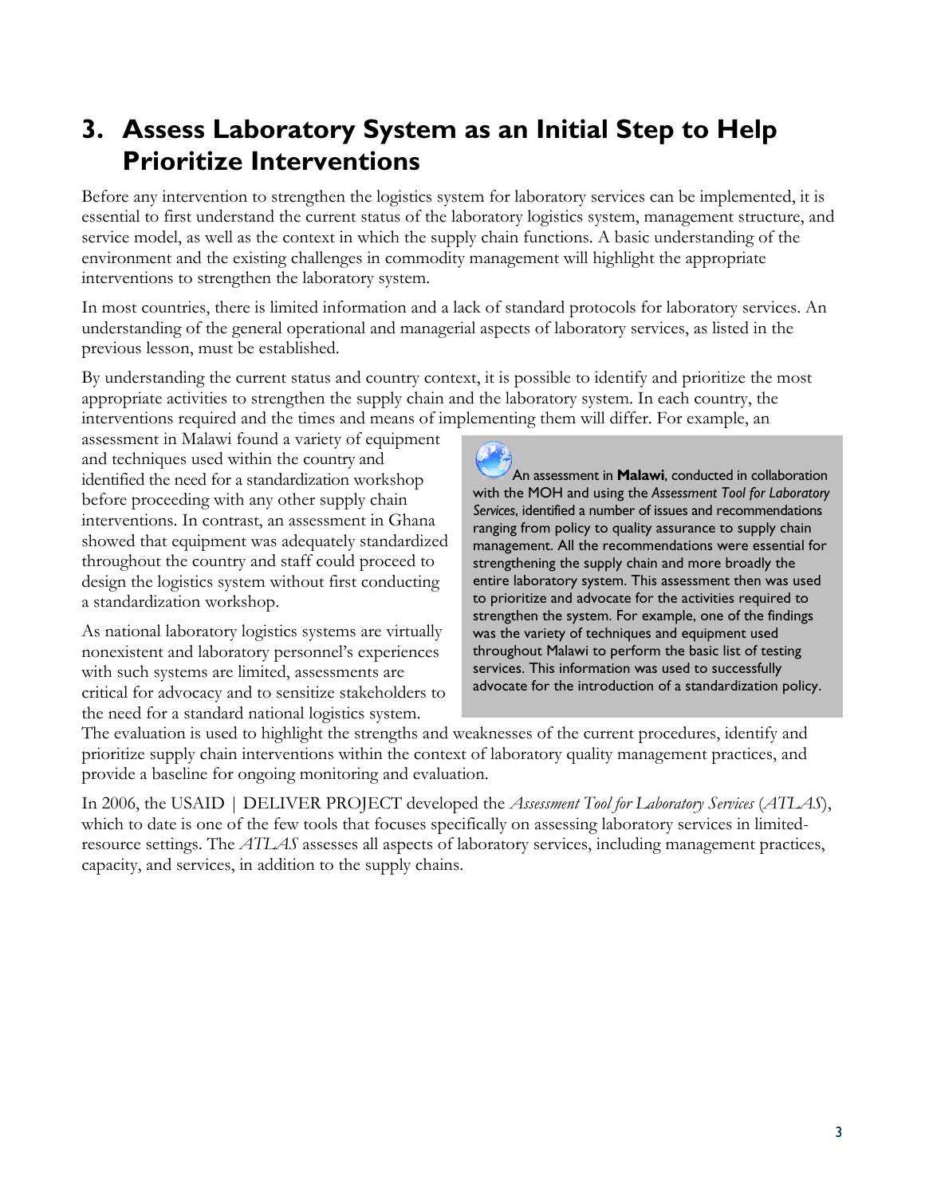# 3. Assess Laboratory System as an Initial Step to Help Prioritize Interventions

Before any intervention to strengthen the logistics system for laboratory services can be implemented, it is essential to first understand the current status of the laboratory logistics system, management structure, and service model, as well as the context in which the supply chain functions. A basic understanding of the environment and the existing challenges in commodity management will highlight the appropriate interventions to strengthen the laboratory system.

In most countries, there is limited information and a lack of standard protocols for laboratory services. An understanding of the general operational and managerial aspects of laboratory services, as listed in the previous lesson, must be established.

By understanding the current status and country context, it is possible to identify and prioritize the most appropriate activities to strengthen the supply chain and the laboratory system. In each country, the interventions required and the times and means of implementing them will differ. For example, an assessment in Malawi found a variety of equipment and techniques used within the country and identified the need for a standardization workshop before proceeding with any other supply chain interventions. In contrast, an assessment in Ghana showed that equipment was adequately standardized throughout the country and staff could proceed to design the logistics system without first conducting a standardization workshop.

> An assessment in **Malawi**, conducted in collaboration with the MOH and using the *Assessment Tool for Laboratory Services*, identified a number of issues and recommendations ranging from policy to quality assurance to supply chain management. All the recommendations were essential for strengthening the supply chain and more broadly the entire laboratory system. This assessment then was used to prioritize and advocate for the activities required to strengthen the system. For example, one of the findings was the variety of techniques and equipment used throughout Malawi to perform the basic list of testing services. This information was used to successfully advocate for the introduction of a standardization policy.

As national laboratory logistics systems are virtually nonexistent and laboratory personnel's experiences with such systems are limited, assessments are critical for advocacy and to sensitize stakeholders to the need for a standard national logistics system. The evaluation is used to highlight the strengths and weaknesses of the current procedures, identify and prioritize supply chain interventions within the context of laboratory quality management practices, and provide a baseline for ongoing monitoring and evaluation.

In 2006, the USAID | DELIVER PROJECT developed the *Assessment Tool for Laboratory Services* (*ATLAS*), which to date is one of the few tools that focuses specifically on assessing laboratory services in limited-resource settings. The *ATLAS* assesses all aspects of laboratory services, including management practices, capacity, and services, in addition to the supply chains.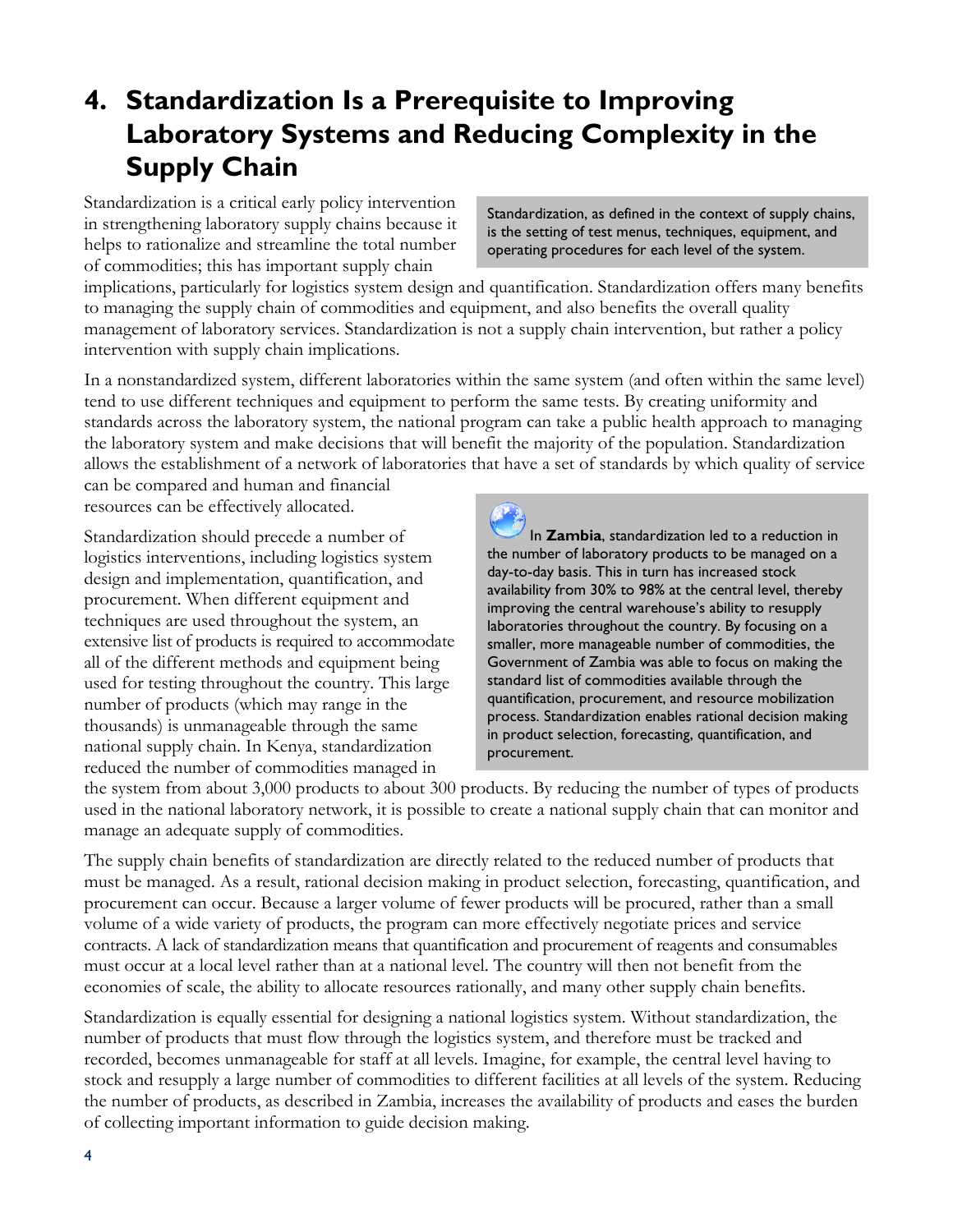## 4. Standardization Is a Prerequisite to Improving Laboratory Systems and Reducing Complexity in the Supply Chain

Standardization is a critical early policy intervention in strengthening laboratory supply chains because it helps to rationalize and streamline the total number of commodities; this has important supply chain implications, particularly for logistics system design and quantification. Standardization offers many benefits to managing the supply chain of commodities and equipment, and also benefits the overall quality management of laboratory services. Standardization is not a supply chain intervention, but rather a policy intervention with supply chain implications.

> Standardization, as defined in the context of supply chains, is the setting of test menus, techniques, equipment, and operating procedures for each level of the system.

In a nonstandardized system, different laboratories within the same system (and often within the same level) tend to use different techniques and equipment to perform the same tests. By creating uniformity and standards across the laboratory system, the national program can take a public health approach to managing the laboratory system and make decisions that will benefit the majority of the population. Standardization allows the establishment of a network of laboratories that have a set of standards by which quality of service can be compared and human and financial resources can be effectively allocated.

Standardization should precede a number of logistics interventions, including logistics system design and implementation, quantification, and procurement. When different equipment and techniques are used throughout the system, an extensive list of products is required to accommodate all of the different methods and equipment being used for testing throughout the country. This large number of products (which may range in the thousands) is unmanageable through the same national supply chain. In Kenya, standardization reduced the number of commodities managed in the system from about 3,000 products to about 300 products. By reducing the number of types of products used in the national laboratory network, it is possible to create a national supply chain that can monitor and manage an adequate supply of commodities.

> In **Zambia**, standardization led to a reduction in the number of laboratory products to be managed on a day-to-day basis. This in turn has increased stock availability from 30% to 98% at the central level, thereby improving the central warehouse's ability to resupply laboratories throughout the country. By focusing on a smaller, more manageable number of commodities, the Government of Zambia was able to focus on making the standard list of commodities available through the quantification, procurement, and resource mobilization process. Standardization enables rational decision making in product selection, forecasting, quantification, and procurement.

The supply chain benefits of standardization are directly related to the reduced number of products that must be managed. As a result, rational decision making in product selection, forecasting, quantification, and procurement can occur. Because a larger volume of fewer products will be procured, rather than a small volume of a wide variety of products, the program can more effectively negotiate prices and service contracts. A lack of standardization means that quantification and procurement of reagents and consumables must occur at a local level rather than at a national level. The country will then not benefit from the economies of scale, the ability to allocate resources rationally, and many other supply chain benefits.

Standardization is equally essential for designing a national logistics system. Without standardization, the number of products that must flow through the logistics system, and therefore must be tracked and recorded, becomes unmanageable for staff at all levels. Imagine, for example, the central level having to stock and resupply a large number of commodities to different facilities at all levels of the system. Reducing the number of products, as described in Zambia, increases the availability of products and eases the burden of collecting important information to guide decision making.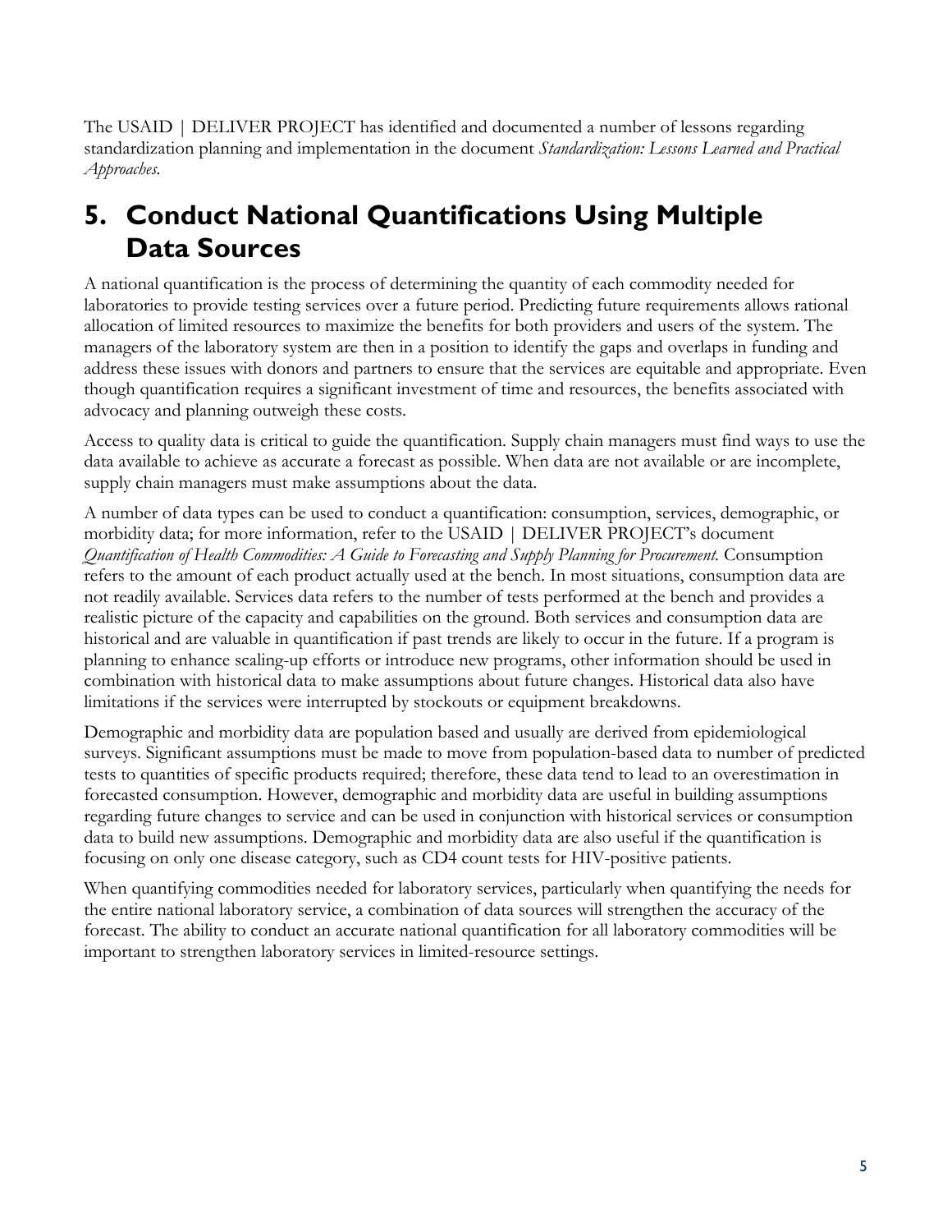The USAID | DELIVER PROJECT has identified and documented a number of lessons regarding standardization planning and implementation in the document *Standardization: Lessons Learned and Practical Approaches.*

## 5. Conduct National Quantifications Using Multiple Data Sources

A national quantification is the process of determining the quantity of each commodity needed for laboratories to provide testing services over a future period. Predicting future requirements allows rational allocation of limited resources to maximize the benefits for both providers and users of the system. The managers of the laboratory system are then in a position to identify the gaps and overlaps in funding and address these issues with donors and partners to ensure that the services are equitable and appropriate. Even though quantification requires a significant investment of time and resources, the benefits associated with advocacy and planning outweigh these costs.

Access to quality data is critical to guide the quantification. Supply chain managers must find ways to use the data available to achieve as accurate a forecast as possible. When data are not available or are incomplete, supply chain managers must make assumptions about the data.

A number of data types can be used to conduct a quantification: consumption, services, demographic, or morbidity data; for more information, refer to the USAID | DELIVER PROJECT's document *Quantification of Health Commodities: A Guide to Forecasting and Supply Planning for Procurement.* Consumption refers to the amount of each product actually used at the bench. In most situations, consumption data are not readily available. Services data refers to the number of tests performed at the bench and provides a realistic picture of the capacity and capabilities on the ground. Both services and consumption data are historical and are valuable in quantification if past trends are likely to occur in the future. If a program is planning to enhance scaling-up efforts or introduce new programs, other information should be used in combination with historical data to make assumptions about future changes. Historical data also have limitations if the services were interrupted by stockouts or equipment breakdowns.

Demographic and morbidity data are population based and usually are derived from epidemiological surveys. Significant assumptions must be made to move from population-based data to number of predicted tests to quantities of specific products required; therefore, these data tend to lead to an overestimation in forecasted consumption. However, demographic and morbidity data are useful in building assumptions regarding future changes to service and can be used in conjunction with historical services or consumption data to build new assumptions. Demographic and morbidity data are also useful if the quantification is focusing on only one disease category, such as CD4 count tests for HIV-positive patients.

When quantifying commodities needed for laboratory services, particularly when quantifying the needs for the entire national laboratory service, a combination of data sources will strengthen the accuracy of the forecast. The ability to conduct an accurate national quantification for all laboratory commodities will be important to strengthen laboratory services in limited-resource settings.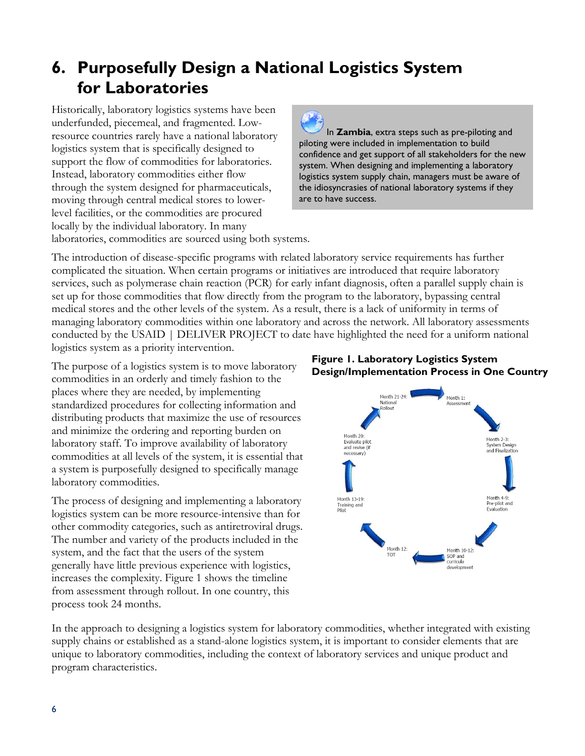# 6. Purposefully Design a National Logistics System for Laboratories

Historically, laboratory logistics systems have been underfunded, piecemeal, and fragmented. Low-resource countries rarely have a national laboratory logistics system that is specifically designed to support the flow of commodities for laboratories. Instead, laboratory commodities either flow through the system designed for pharmaceuticals, moving through central medical stores to lower-level facilities, or the commodities are procured locally by the individual laboratory. In many laboratories, commodities are sourced using both systems.

> In **Zambia**, extra steps such as pre-piloting and piloting were included in implementation to build confidence and get support of all stakeholders for the new system. When designing and implementing a laboratory logistics system supply chain, managers must be aware of the idiosyncrasies of national laboratory systems if they are to have success.

The introduction of disease-specific programs with related laboratory service requirements has further complicated the situation. When certain programs or initiatives are introduced that require laboratory services, such as polymerase chain reaction (PCR) for early infant diagnosis, often a parallel supply chain is set up for those commodities that flow directly from the program to the laboratory, bypassing central medical stores and the other levels of the system. As a result, there is a lack of uniformity in terms of managing laboratory commodities within one laboratory and across the network. All laboratory assessments conducted by the USAID | DELIVER PROJECT to date have highlighted the need for a uniform national logistics system as a priority intervention.

The purpose of a logistics system is to move laboratory commodities in an orderly and timely fashion to the places where they are needed, by implementing standardized procedures for collecting information and distributing products that maximize the use of resources and minimize the ordering and reporting burden on laboratory staff. To improve availability of laboratory commodities at all levels of the system, it is essential that a system is purposefully designed to specifically manage laboratory commodities.

The process of designing and implementing a laboratory logistics system can be more resource-intensive than for other commodity categories, such as antiretroviral drugs. The number and variety of the products included in the system, and the fact that the users of the system generally have little previous experience with logistics, increases the complexity. Figure 1 shows the timeline from assessment through rollout. In one country, this process took 24 months.

**Figure 1. Laboratory Logistics System Design/Implementation Process in One Country**

Month 1: Assessment
Month 2-3: System Design and Finalization
Month 4-9: Pre-pilot and Evaluation
Month 10-12: SOP and curricula development
Month 12: TOT
Month 13-19: Training and Pilot
Month 20: Evaluate pilot and revise (if necessary)
Month 21-24: National Rollout

In the approach to designing a logistics system for laboratory commodities, whether integrated with existing supply chains or established as a stand-alone logistics system, it is important to consider elements that are unique to laboratory commodities, including the context of laboratory services and unique product and program characteristics.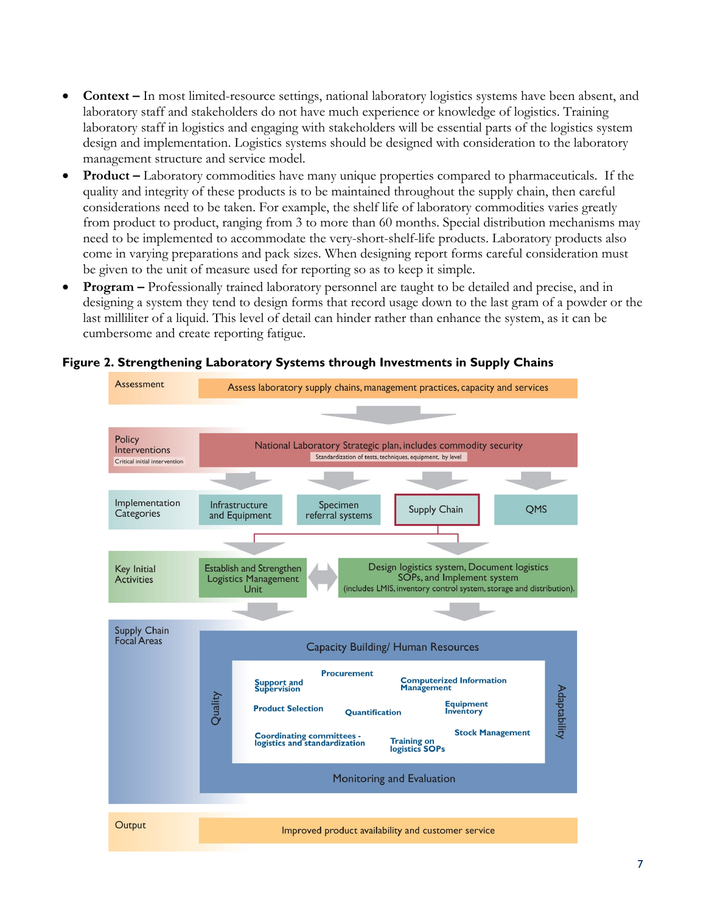- **Context –** In most limited-resource settings, national laboratory logistics systems have been absent, and laboratory staff and stakeholders do not have much experience or knowledge of logistics. Training laboratory staff in logistics and engaging with stakeholders will be essential parts of the logistics system design and implementation. Logistics systems should be designed with consideration to the laboratory management structure and service model.
- **Product –** Laboratory commodities have many unique properties compared to pharmaceuticals. If the quality and integrity of these products is to be maintained throughout the supply chain, then careful considerations need to be taken. For example, the shelf life of laboratory commodities varies greatly from product to product, ranging from 3 to more than 60 months. Special distribution mechanisms may need to be implemented to accommodate the very-short-shelf-life products. Laboratory products also come in varying preparations and pack sizes. When designing report forms careful consideration must be given to the unit of measure used for reporting so as to keep it simple.
- **Program –** Professionally trained laboratory personnel are taught to be detailed and precise, and in designing a system they tend to design forms that record usage down to the last gram of a powder or the last milliliter of a liquid. This level of detail can hinder rather than enhance the system, as it can be cumbersome and create reporting fatigue.

**Figure 2. Strengthening Laboratory Systems through Investments in Supply Chains**

Assessment
Assess laboratory supply chains, management practices, capacity and services

Policy Interventions
Critical initial intervention
National Laboratory Strategic plan, includes commodity security
Standardization of tests, techniques, equipment, by level

Implementation Categories
Infrastructure and Equipment
Specimen referral systems
Supply Chain
QMS

Key Initial Activities
Establish and Strengthen Logistics Management Unit
Design logistics system, Document logistics SOPs, and Implement system (includes LMIS, inventory control system, storage and distribution).

Supply Chain Focal Areas
Capacity Building/ Human Resources
Quality
Adaptability
Support and Supervision
Procurement
Computerized Information Management
Product Selection
Quantification
Equipment Inventory
Coordinating committees - logistics and standardization
Training on logistics SOPs
Stock Management
Monitoring and Evaluation

Output
Improved product availability and customer service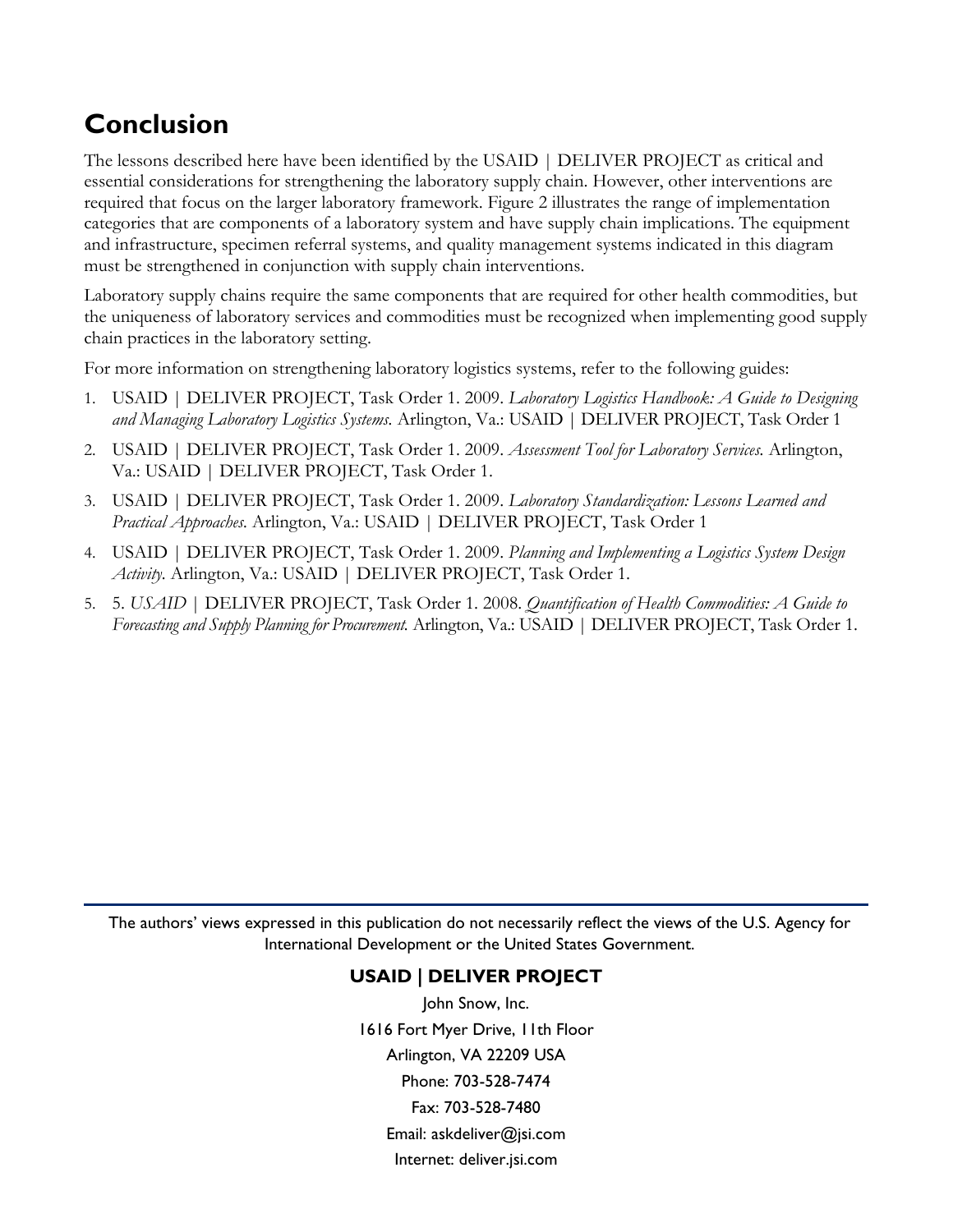# Conclusion

The lessons described here have been identified by the USAID | DELIVER PROJECT as critical and essential considerations for strengthening the laboratory supply chain. However, other interventions are required that focus on the larger laboratory framework. Figure 2 illustrates the range of implementation categories that are components of a laboratory system and have supply chain implications. The equipment and infrastructure, specimen referral systems, and quality management systems indicated in this diagram must be strengthened in conjunction with supply chain interventions.

Laboratory supply chains require the same components that are required for other health commodities, but the uniqueness of laboratory services and commodities must be recognized when implementing good supply chain practices in the laboratory setting.

For more information on strengthening laboratory logistics systems, refer to the following guides:

1. USAID | DELIVER PROJECT, Task Order 1. 2009. *Laboratory Logistics Handbook: A Guide to Designing and Managing Laboratory Logistics Systems.* Arlington, Va.: USAID | DELIVER PROJECT, Task Order 1
2. USAID | DELIVER PROJECT, Task Order 1. 2009. *Assessment Tool for Laboratory Services.* Arlington, Va.: USAID | DELIVER PROJECT, Task Order 1.
3. USAID | DELIVER PROJECT, Task Order 1. 2009. *Laboratory Standardization: Lessons Learned and Practical Approaches.* Arlington, Va.: USAID | DELIVER PROJECT, Task Order 1
4. USAID | DELIVER PROJECT, Task Order 1. 2009. *Planning and Implementing a Logistics System Design Activity.* Arlington, Va.: USAID | DELIVER PROJECT, Task Order 1.
5. 5. *USAID* | DELIVER PROJECT, Task Order 1. 2008. *Quantification of Health Commodities: A Guide to Forecasting and Supply Planning for Procurement.* Arlington, Va.: USAID | DELIVER PROJECT, Task Order 1.

---

The authors' views expressed in this publication do not necessarily reflect the views of the U.S. Agency for International Development or the United States Government.

**USAID | DELIVER PROJECT**

John Snow, Inc.

1616 Fort Myer Drive, 11th Floor

Arlington, VA 22209 USA

Phone: 703-528-7474

Fax: 703-528-7480

Email: askdeliver@jsi.com

Internet: deliver.jsi.com